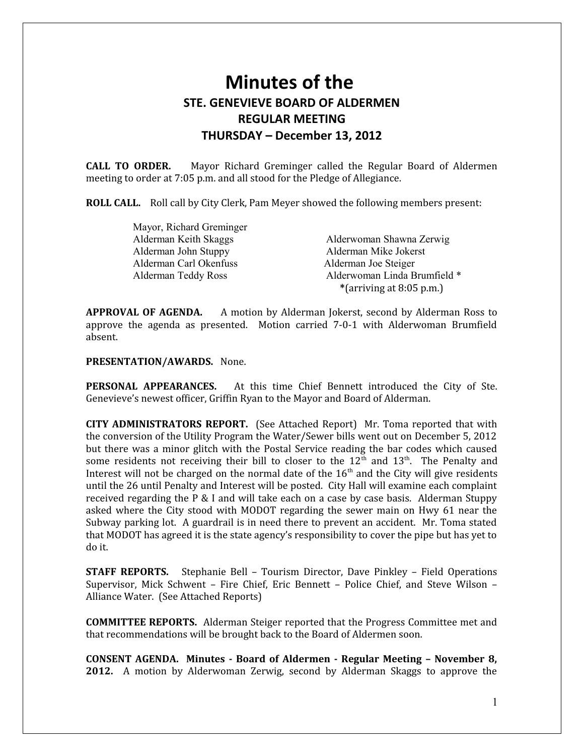# Minutes of the

## STE. GENEVIEVE BOARD OF ALDERMEN
## REGULAR MEETING
## THURSDAY – December 13, 2012

**CALL TO ORDER.** Mayor Richard Greminger called the Regular Board of Aldermen meeting to order at 7:05 p.m. and all stood for the Pledge of Allegiance.

**ROLL CALL.** Roll call by City Clerk, Pam Meyer showed the following members present:

Mayor, Richard Greminger

| | |
|---|---|
| Alderman Keith Skaggs | Alderwoman Shawna Zerwig |
| Alderman John Stuppy | Alderman Mike Jokerst |
| Alderman Carl Okenfuss | Alderman Joe Steiger |
| Alderman Teddy Ross | Alderwoman Linda Brumfield * |
| | *(arriving at 8:05 p.m.) |

**APPROVAL OF AGENDA.** A motion by Alderman Jokerst, second by Alderman Ross to approve the agenda as presented. Motion carried 7-0-1 with Alderwoman Brumfield absent.

**PRESENTATION/AWARDS.** None.

**PERSONAL APPEARANCES.** At this time Chief Bennett introduced the City of Ste. Genevieve's newest officer, Griffin Ryan to the Mayor and Board of Alderman.

**CITY ADMINISTRATORS REPORT.** (See Attached Report) Mr. Toma reported that with the conversion of the Utility Program the Water/Sewer bills went out on December 5, 2012 but there was a minor glitch with the Postal Service reading the bar codes which caused some residents not receiving their bill to closer to the 12th and 13th. The Penalty and Interest will not be charged on the normal date of the 16th and the City will give residents until the 26 until Penalty and Interest will be posted. City Hall will examine each complaint received regarding the P & I and will take each on a case by case basis. Alderman Stuppy asked where the City stood with MODOT regarding the sewer main on Hwy 61 near the Subway parking lot. A guardrail is in need there to prevent an accident. Mr. Toma stated that MODOT has agreed it is the state agency's responsibility to cover the pipe but has yet to do it.

**STAFF REPORTS.** Stephanie Bell – Tourism Director, Dave Pinkley – Field Operations Supervisor, Mick Schwent – Fire Chief, Eric Bennett – Police Chief, and Steve Wilson – Alliance Water. (See Attached Reports)

**COMMITTEE REPORTS.** Alderman Steiger reported that the Progress Committee met and that recommendations will be brought back to the Board of Aldermen soon.

**CONSENT AGENDA. Minutes - Board of Aldermen - Regular Meeting – November 8, 2012.** A motion by Alderwoman Zerwig, second by Alderman Skaggs to approve the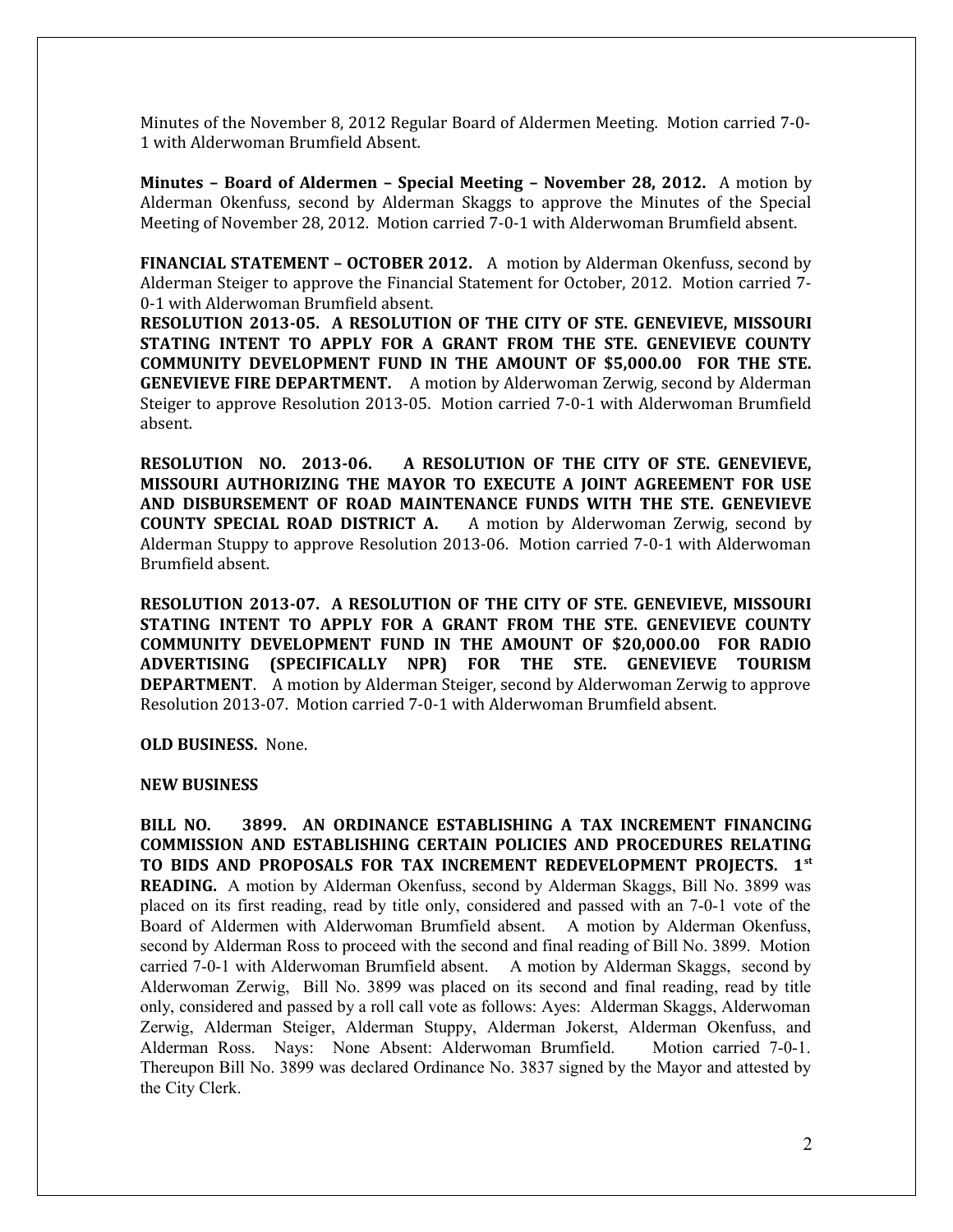Minutes of the November 8, 2012 Regular Board of Aldermen Meeting. Motion carried 7-0-1 with Alderwoman Brumfield Absent.

**Minutes – Board of Aldermen – Special Meeting – November 28, 2012.** A motion by Alderman Okenfuss, second by Alderman Skaggs to approve the Minutes of the Special Meeting of November 28, 2012. Motion carried 7-0-1 with Alderwoman Brumfield absent.

**FINANCIAL STATEMENT – OCTOBER 2012.** A motion by Alderman Okenfuss, second by Alderman Steiger to approve the Financial Statement for October, 2012. Motion carried 7-0-1 with Alderwoman Brumfield absent.

**RESOLUTION 2013-05. A RESOLUTION OF THE CITY OF STE. GENEVIEVE, MISSOURI STATING INTENT TO APPLY FOR A GRANT FROM THE STE. GENEVIEVE COUNTY COMMUNITY DEVELOPMENT FUND IN THE AMOUNT OF $5,000.00 FOR THE STE. GENEVIEVE FIRE DEPARTMENT.** A motion by Alderwoman Zerwig, second by Alderman Steiger to approve Resolution 2013-05. Motion carried 7-0-1 with Alderwoman Brumfield absent.

**RESOLUTION NO. 2013-06. A RESOLUTION OF THE CITY OF STE. GENEVIEVE, MISSOURI AUTHORIZING THE MAYOR TO EXECUTE A JOINT AGREEMENT FOR USE AND DISBURSEMENT OF ROAD MAINTENANCE FUNDS WITH THE STE. GENEVIEVE COUNTY SPECIAL ROAD DISTRICT A.** A motion by Alderwoman Zerwig, second by Alderman Stuppy to approve Resolution 2013-06. Motion carried 7-0-1 with Alderwoman Brumfield absent.

**RESOLUTION 2013-07. A RESOLUTION OF THE CITY OF STE. GENEVIEVE, MISSOURI STATING INTENT TO APPLY FOR A GRANT FROM THE STE. GENEVIEVE COUNTY COMMUNITY DEVELOPMENT FUND IN THE AMOUNT OF $20,000.00 FOR RADIO ADVERTISING (SPECIFICALLY NPR) FOR THE STE. GENEVIEVE TOURISM DEPARTMENT**. A motion by Alderman Steiger, second by Alderwoman Zerwig to approve Resolution 2013-07. Motion carried 7-0-1 with Alderwoman Brumfield absent.

**OLD BUSINESS.** None.

**NEW BUSINESS**

**BILL NO. 3899. AN ORDINANCE ESTABLISHING A TAX INCREMENT FINANCING COMMISSION AND ESTABLISHING CERTAIN POLICIES AND PROCEDURES RELATING TO BIDS AND PROPOSALS FOR TAX INCREMENT REDEVELOPMENT PROJECTS. 1st READING.** A motion by Alderman Okenfuss, second by Alderman Skaggs, Bill No. 3899 was placed on its first reading, read by title only, considered and passed with an 7-0-1 vote of the Board of Aldermen with Alderwoman Brumfield absent. A motion by Alderman Okenfuss, second by Alderman Ross to proceed with the second and final reading of Bill No. 3899. Motion carried 7-0-1 with Alderwoman Brumfield absent. A motion by Alderman Skaggs, second by Alderwoman Zerwig, Bill No. 3899 was placed on its second and final reading, read by title only, considered and passed by a roll call vote as follows: Ayes: Alderman Skaggs, Alderwoman Zerwig, Alderman Steiger, Alderman Stuppy, Alderman Jokerst, Alderman Okenfuss, and Alderman Ross. Nays: None Absent: Alderwoman Brumfield. Motion carried 7-0-1. Thereupon Bill No. 3899 was declared Ordinance No. 3837 signed by the Mayor and attested by the City Clerk.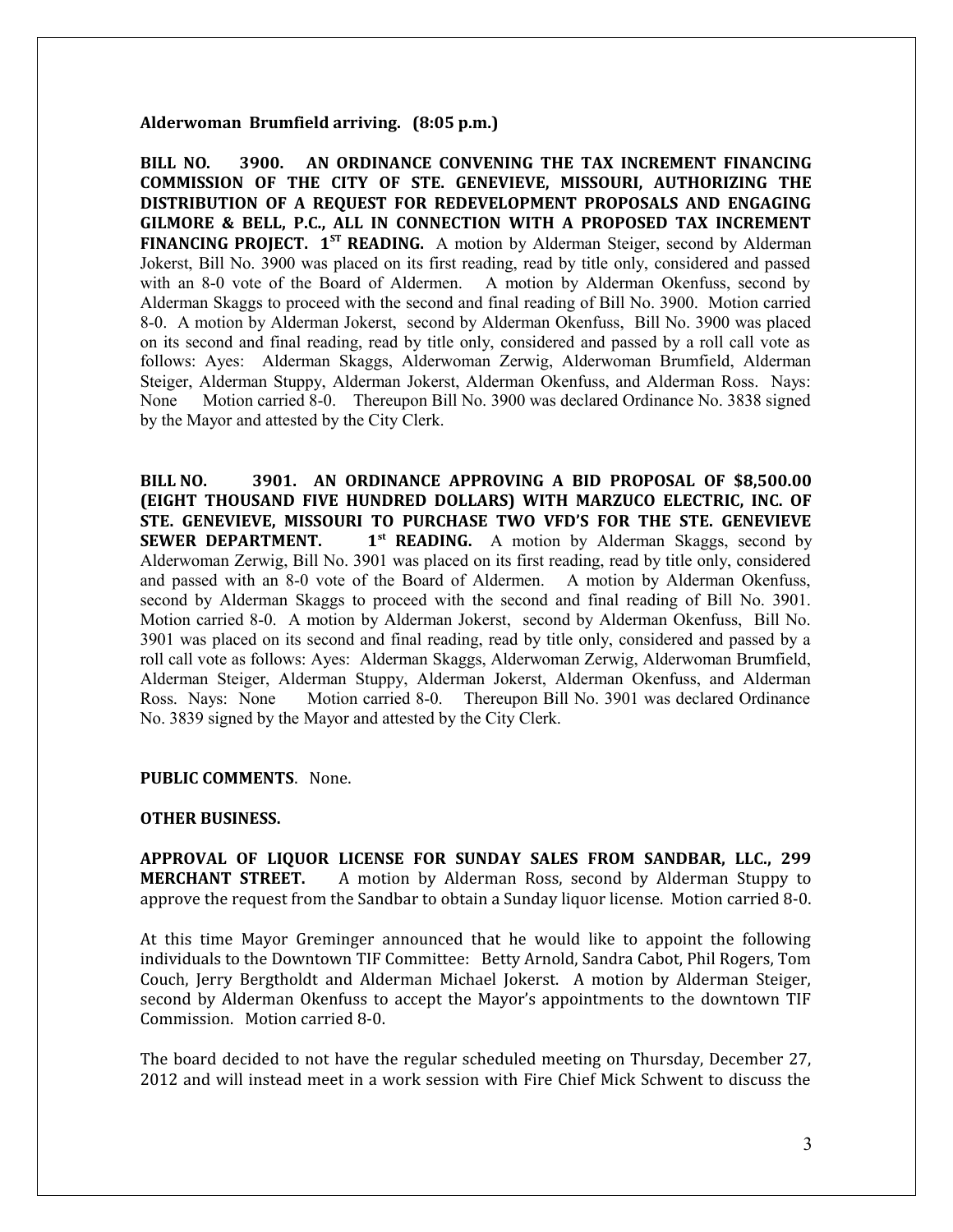**Alderwoman Brumfield arriving. (8:05 p.m.)**

**BILL NO. 3900. AN ORDINANCE CONVENING THE TAX INCREMENT FINANCING COMMISSION OF THE CITY OF STE. GENEVIEVE, MISSOURI, AUTHORIZING THE DISTRIBUTION OF A REQUEST FOR REDEVELOPMENT PROPOSALS AND ENGAGING GILMORE & BELL, P.C., ALL IN CONNECTION WITH A PROPOSED TAX INCREMENT FINANCING PROJECT. 1ST READING.** A motion by Alderman Steiger, second by Alderman Jokerst, Bill No. 3900 was placed on its first reading, read by title only, considered and passed with an 8-0 vote of the Board of Aldermen. A motion by Alderman Okenfuss, second by Alderman Skaggs to proceed with the second and final reading of Bill No. 3900. Motion carried 8-0. A motion by Alderman Jokerst, second by Alderman Okenfuss, Bill No. 3900 was placed on its second and final reading, read by title only, considered and passed by a roll call vote as follows: Ayes: Alderman Skaggs, Alderwoman Zerwig, Alderwoman Brumfield, Alderman Steiger, Alderman Stuppy, Alderman Jokerst, Alderman Okenfuss, and Alderman Ross. Nays: None Motion carried 8-0. Thereupon Bill No. 3900 was declared Ordinance No. 3838 signed by the Mayor and attested by the City Clerk.

**BILL NO. 3901. AN ORDINANCE APPROVING A BID PROPOSAL OF $8,500.00 (EIGHT THOUSAND FIVE HUNDRED DOLLARS) WITH MARZUCO ELECTRIC, INC. OF STE. GENEVIEVE, MISSOURI TO PURCHASE TWO VFD'S FOR THE STE. GENEVIEVE SEWER DEPARTMENT. 1st READING.** A motion by Alderman Skaggs, second by Alderwoman Zerwig, Bill No. 3901 was placed on its first reading, read by title only, considered and passed with an 8-0 vote of the Board of Aldermen. A motion by Alderman Okenfuss, second by Alderman Skaggs to proceed with the second and final reading of Bill No. 3901. Motion carried 8-0. A motion by Alderman Jokerst, second by Alderman Okenfuss, Bill No. 3901 was placed on its second and final reading, read by title only, considered and passed by a roll call vote as follows: Ayes: Alderman Skaggs, Alderwoman Zerwig, Alderwoman Brumfield, Alderman Steiger, Alderman Stuppy, Alderman Jokerst, Alderman Okenfuss, and Alderman Ross. Nays: None Motion carried 8-0. Thereupon Bill No. 3901 was declared Ordinance No. 3839 signed by the Mayor and attested by the City Clerk.

**PUBLIC COMMENTS**. None.

**OTHER BUSINESS.**

**APPROVAL OF LIQUOR LICENSE FOR SUNDAY SALES FROM SANDBAR, LLC., 299 MERCHANT STREET.** A motion by Alderman Ross, second by Alderman Stuppy to approve the request from the Sandbar to obtain a Sunday liquor license. Motion carried 8-0.

At this time Mayor Greminger announced that he would like to appoint the following individuals to the Downtown TIF Committee: Betty Arnold, Sandra Cabot, Phil Rogers, Tom Couch, Jerry Bergtholdt and Alderman Michael Jokerst. A motion by Alderman Steiger, second by Alderman Okenfuss to accept the Mayor's appointments to the downtown TIF Commission. Motion carried 8-0.

The board decided to not have the regular scheduled meeting on Thursday, December 27, 2012 and will instead meet in a work session with Fire Chief Mick Schwent to discuss the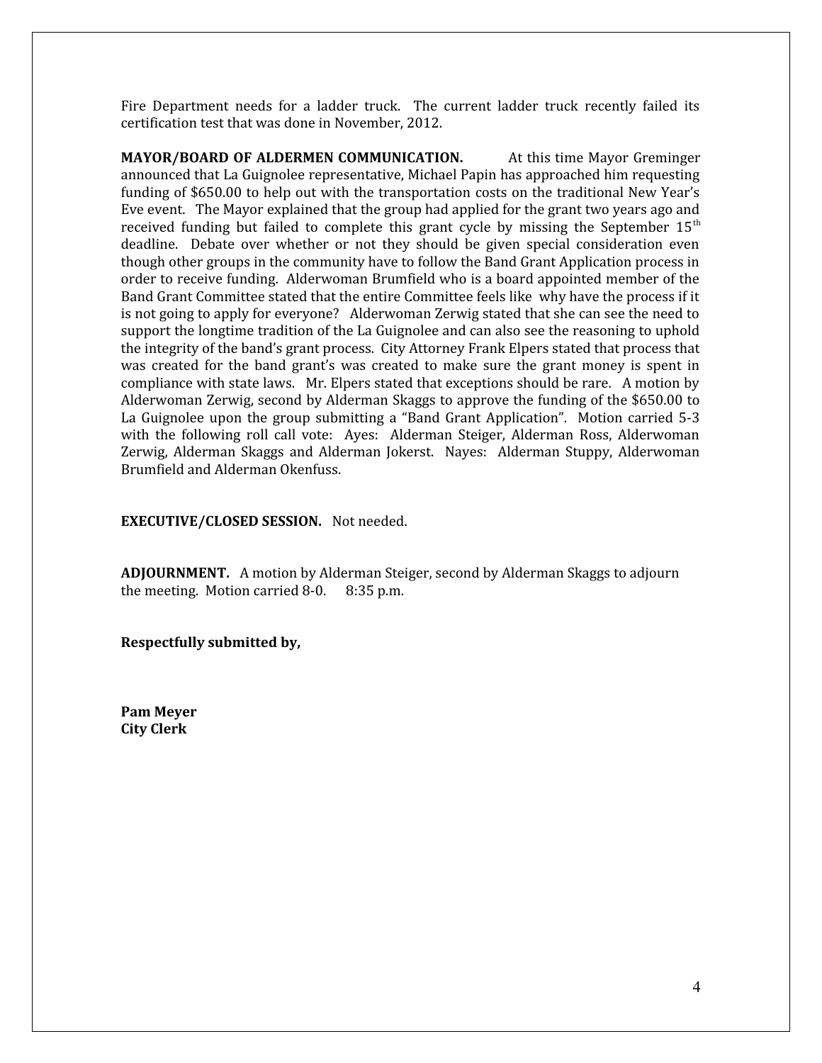Fire Department needs for a ladder truck. The current ladder truck recently failed its certification test that was done in November, 2012.

**MAYOR/BOARD OF ALDERMEN COMMUNICATION.** At this time Mayor Greminger announced that La Guignolee representative, Michael Papin has approached him requesting funding of $650.00 to help out with the transportation costs on the traditional New Year's Eve event. The Mayor explained that the group had applied for the grant two years ago and received funding but failed to complete this grant cycle by missing the September 15th deadline. Debate over whether or not they should be given special consideration even though other groups in the community have to follow the Band Grant Application process in order to receive funding. Alderwoman Brumfield who is a board appointed member of the Band Grant Committee stated that the entire Committee feels like why have the process if it is not going to apply for everyone? Alderwoman Zerwig stated that she can see the need to support the longtime tradition of the La Guignolee and can also see the reasoning to uphold the integrity of the band's grant process. City Attorney Frank Elpers stated that process that was created for the band grant's was created to make sure the grant money is spent in compliance with state laws. Mr. Elpers stated that exceptions should be rare. A motion by Alderwoman Zerwig, second by Alderman Skaggs to approve the funding of the $650.00 to La Guignolee upon the group submitting a "Band Grant Application". Motion carried 5-3 with the following roll call vote: Ayes: Alderman Steiger, Alderman Ross, Alderwoman Zerwig, Alderman Skaggs and Alderman Jokerst. Nayes: Alderman Stuppy, Alderwoman Brumfield and Alderman Okenfuss.

**EXECUTIVE/CLOSED SESSION.** Not needed.

**ADJOURNMENT.** A motion by Alderman Steiger, second by Alderman Skaggs to adjourn the meeting. Motion carried 8-0. 8:35 p.m.

**Respectfully submitted by,**

**Pam Meyer**
**City Clerk**